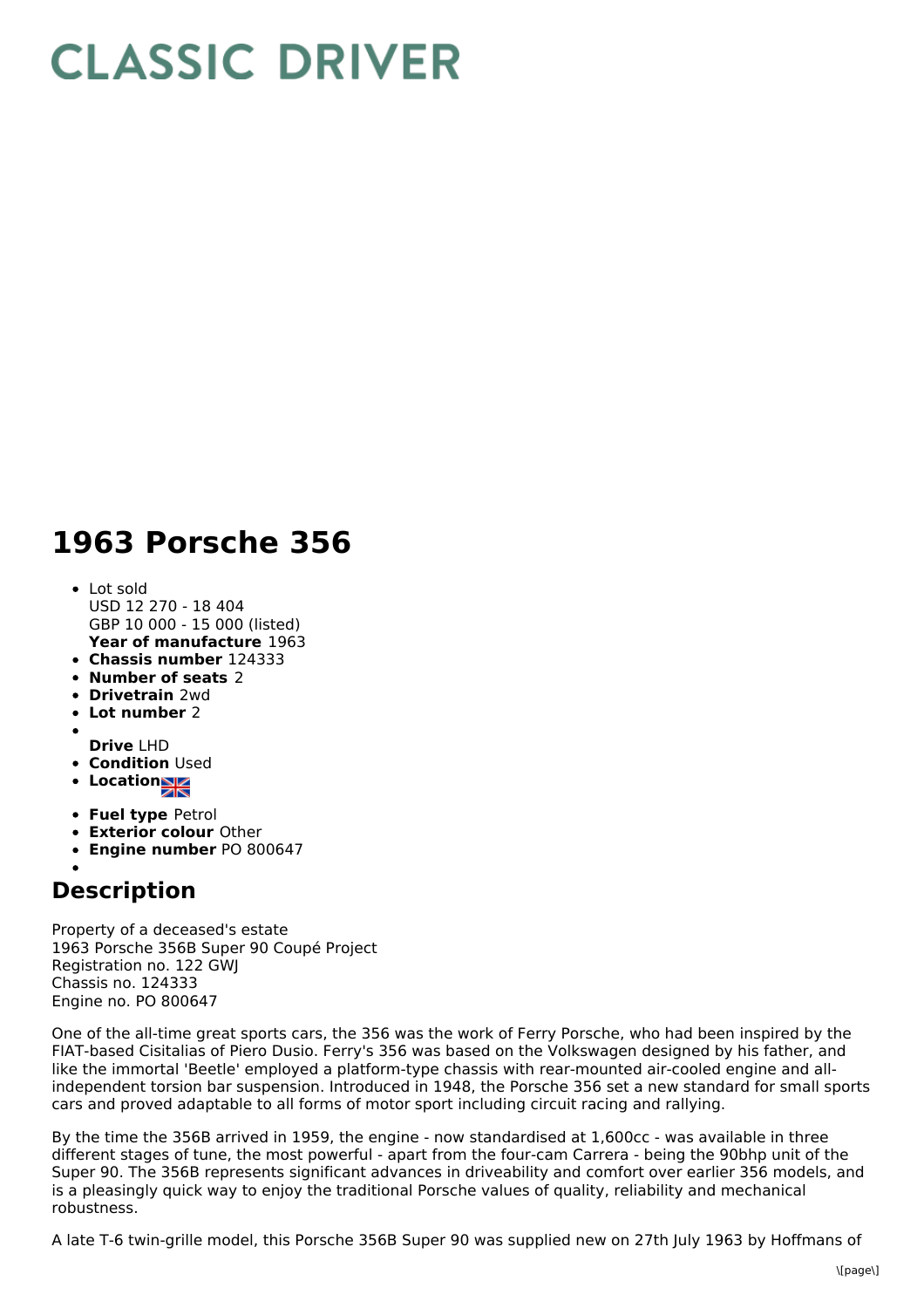# CLASSIC DRIVER

# 1963 Porsche 356

- Lot sold
  USD 12 270 - 18 404
  GBP 10 000 - 15 000 (listed)
  **Year of manufacture** 1963
- **Chassis number** 124333
- **Number of seats** 2
- **Drivetrain** 2wd
- **Lot number** 2
- **Drive** LHD
- **Condition** Used
- **Location**
- **Fuel type** Petrol
- **Exterior colour** Other
- **Engine number** PO 800647

## Description

Property of a deceased's estate
1963 Porsche 356B Super 90 Coupé Project
Registration no. 122 GWJ
Chassis no. 124333
Engine no. PO 800647

One of the all-time great sports cars, the 356 was the work of Ferry Porsche, who had been inspired by the FIAT-based Cisitalias of Piero Dusio. Ferry's 356 was based on the Volkswagen designed by his father, and like the immortal 'Beetle' employed a platform-type chassis with rear-mounted air-cooled engine and all-independent torsion bar suspension. Introduced in 1948, the Porsche 356 set a new standard for small sports cars and proved adaptable to all forms of motor sport including circuit racing and rallying.

By the time the 356B arrived in 1959, the engine - now standardised at 1,600cc - was available in three different stages of tune, the most powerful - apart from the four-cam Carrera - being the 90bhp unit of the Super 90. The 356B represents significant advances in driveability and comfort over earlier 356 models, and is a pleasingly quick way to enjoy the traditional Porsche values of quality, reliability and mechanical robustness.

A late T-6 twin-grille model, this Porsche 356B Super 90 was supplied new on 27th July 1963 by Hoffmans of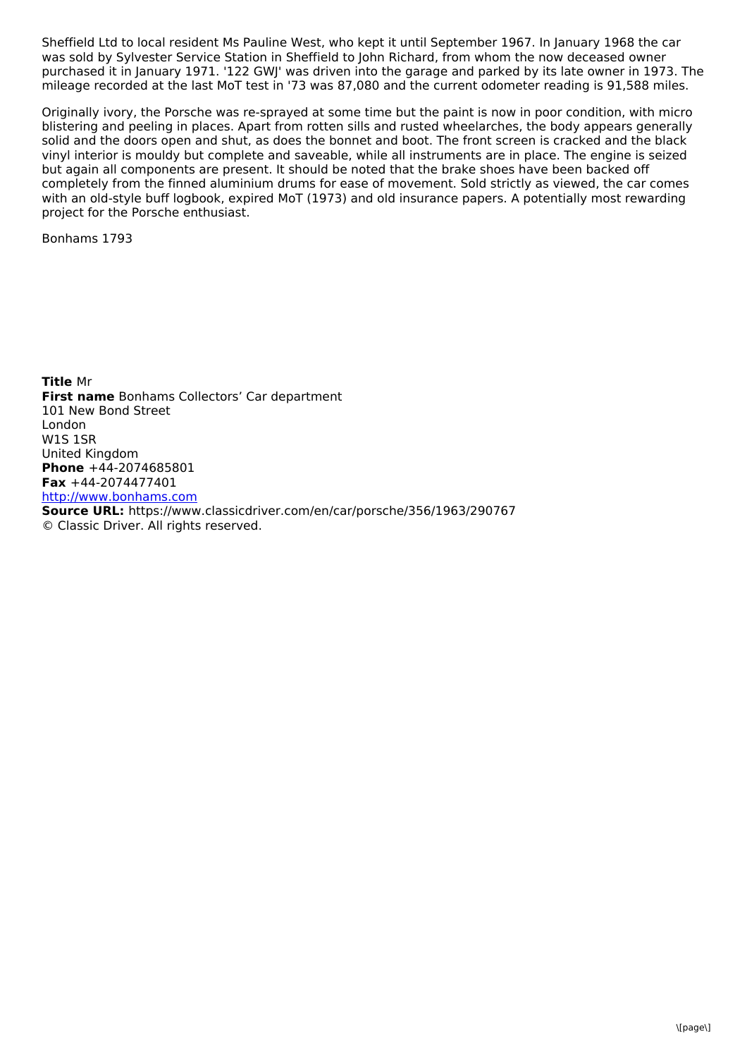Sheffield Ltd to local resident Ms Pauline West, who kept it until September 1967. In January 1968 the car was sold by Sylvester Service Station in Sheffield to John Richard, from whom the now deceased owner purchased it in January 1971. '122 GWJ' was driven into the garage and parked by its late owner in 1973. The mileage recorded at the last MoT test in '73 was 87,080 and the current odometer reading is 91,588 miles.

Originally ivory, the Porsche was re-sprayed at some time but the paint is now in poor condition, with micro blistering and peeling in places. Apart from rotten sills and rusted wheelarches, the body appears generally solid and the doors open and shut, as does the bonnet and boot. The front screen is cracked and the black vinyl interior is mouldy but complete and saveable, while all instruments are in place. The engine is seized but again all components are present. It should be noted that the brake shoes have been backed off completely from the finned aluminium drums for ease of movement. Sold strictly as viewed, the car comes with an old-style buff logbook, expired MoT (1973) and old insurance papers. A potentially most rewarding project for the Porsche enthusiast.

Bonhams 1793

**Title** Mr
**First name** Bonhams Collectors' Car department
101 New Bond Street
London
W1S 1SR
United Kingdom
**Phone** +44-2074685801
**Fax** +44-2074477401
http://www.bonhams.com
**Source URL:** https://www.classicdriver.com/en/car/porsche/356/1963/290767
© Classic Driver. All rights reserved.